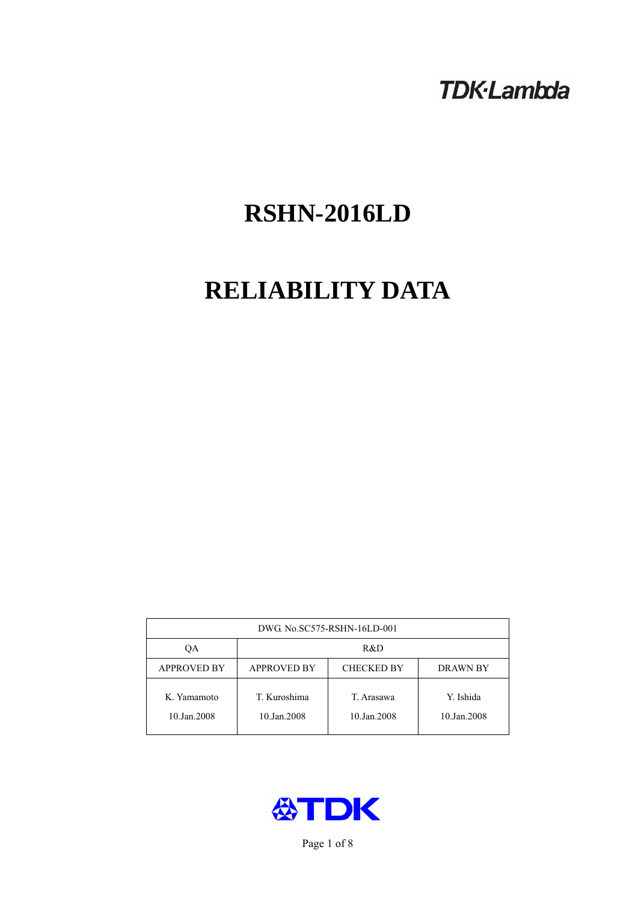TDK·Lambda

# RSHN-2016LD

# RELIABILITY DATA

| DWG. No.SC575-RSHN-16LD-001 | | | |
|---|---|---|---|
| QA | R&D | | |
| APPROVED BY | APPROVED BY | CHECKED BY | DRAWN BY |
| K. Yamamoto<br>10.Jan.2008 | T. Kuroshima<br>10.Jan.2008 | T. Arasawa<br>10.Jan.2008 | Y. Ishida<br>10.Jan.2008 |

TDK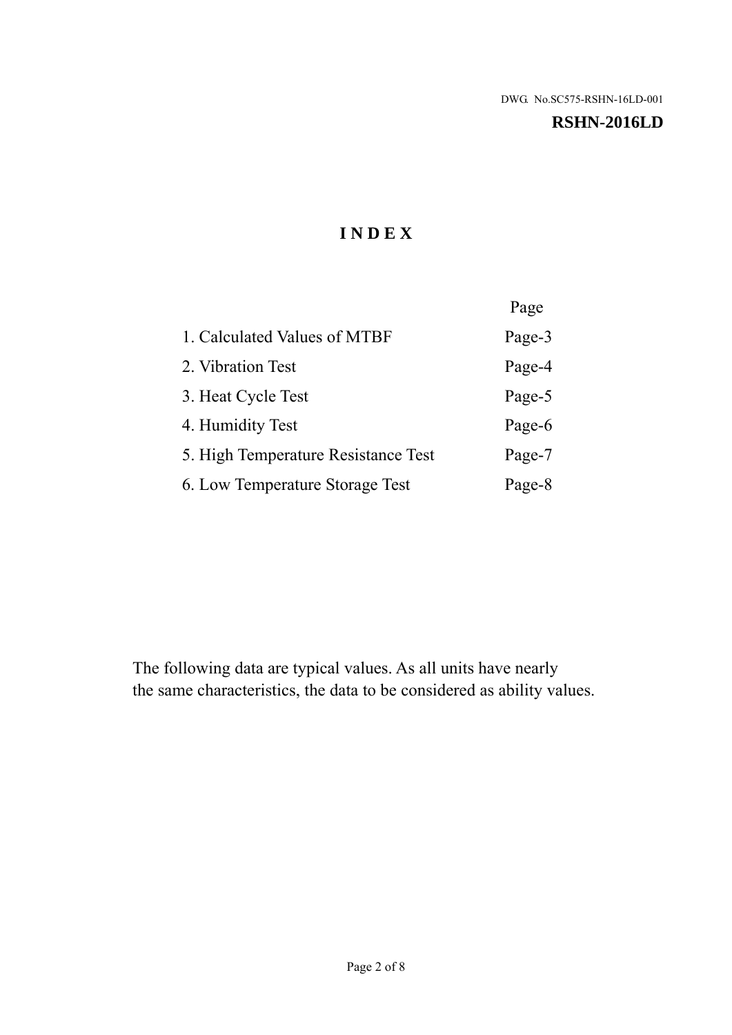DWG. No.SC575-RSHN-16LD-001

**RSHN-2016LD**

# INDEX

| | Page |
|---|---|
| 1. Calculated Values of MTBF | Page-3 |
| 2. Vibration Test | Page-4 |
| 3. Heat Cycle Test | Page-5 |
| 4. Humidity Test | Page-6 |
| 5. High Temperature Resistance Test | Page-7 |
| 6. Low Temperature Storage Test | Page-8 |

The following data are typical values. As all units have nearly the same characteristics, the data to be considered as ability values.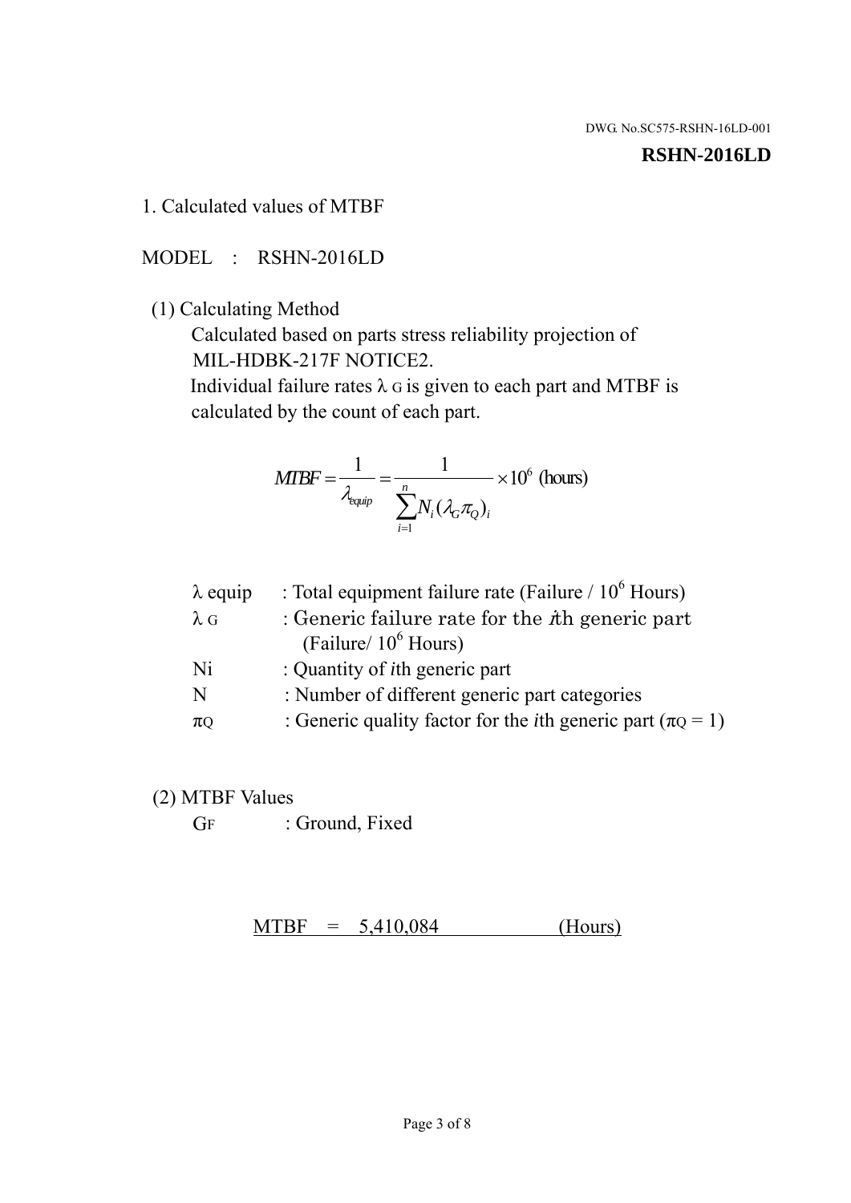DWG. No.SC575-RSHN-16LD-001

**RSHN-2016LD**

1. Calculated values of MTBF

MODEL : RSHN-2016LD

(1) Calculating Method

Calculated based on parts stress reliability projection of MIL-HDBK-217F NOTICE2.

Individual failure rates $\lambda_G$ is given to each part and MTBF is calculated by the count of each part.

$$MTBF = \frac{1}{\lambda_{equip}} = \frac{1}{\sum_{i=1}^{n} N_i (\lambda_G \pi_Q)_i} \times 10^6 \text{ (hours)}$$

| | |
|---|---|
| $\lambda$ equip | : Total equipment failure rate (Failure / $10^6$ Hours) |
| $\lambda_G$ | : Generic failure rate for the $i$th generic part (Failure/ $10^6$ Hours) |
| Ni | : Quantity of $i$th generic part |
| N | : Number of different generic part categories |
| $\pi_Q$ | : Generic quality factor for the $i$th generic part ($\pi_Q = 1$) |

(2) MTBF Values

$G_F$ : Ground, Fixed

MTBF = 5,410,084 (Hours)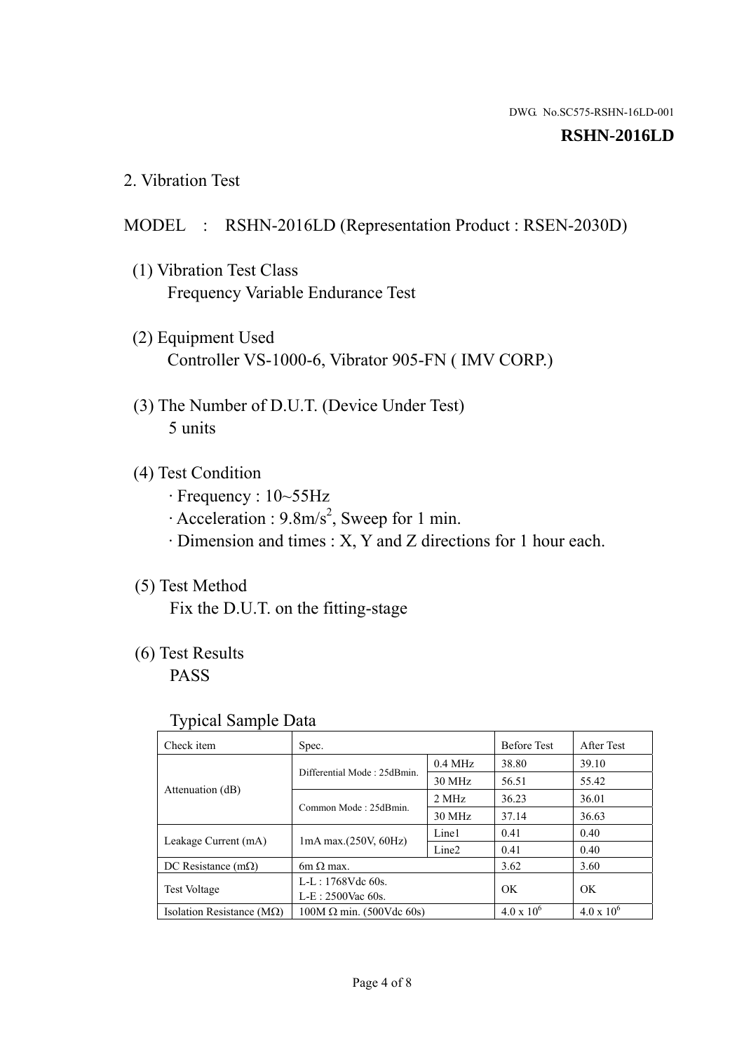DWG. No.SC575-RSHN-16LD-001

**RSHN-2016LD**

## 2. Vibration Test

MODEL : RSHN-2016LD (Representation Product : RSEN-2030D)

(1) Vibration Test Class
Frequency Variable Endurance Test

(2) Equipment Used
Controller VS-1000-6, Vibrator 905-FN ( IMV CORP.)

(3) The Number of D.U.T. (Device Under Test)
5 units

(4) Test Condition
· Frequency : 10~55Hz
· Acceleration : 9.8m/s$^2$, Sweep for 1 min.
· Dimension and times : X, Y and Z directions for 1 hour each.

(5) Test Method
Fix the D.U.T. on the fitting-stage

(6) Test Results
PASS

Typical Sample Data

| Check item | Spec. | | Before Test | After Test |
|---|---|---|---|---|
| Attenuation (dB) | Differential Mode : 25dBmin. | 0.4 MHz | 38.80 | 39.10 |
| | | 30 MHz | 56.51 | 55.42 |
| | Common Mode : 25dBmin. | 2 MHz | 36.23 | 36.01 |
| | | 30 MHz | 37.14 | 36.63 |
| Leakage Current (mA) | 1mA max.(250V, 60Hz) | Line1 | 0.41 | 0.40 |
| | | Line2 | 0.41 | 0.40 |
| DC Resistance (mΩ) | 6m Ω max. | | 3.62 | 3.60 |
| Test Voltage | L-L : 1768Vdc 60s.<br>L-E : 2500Vac 60s. | | OK | OK |
| Isolation Resistance (MΩ) | 100M Ω min. (500Vdc 60s) | | $4.0 \times 10^6$ | $4.0 \times 10^6$ |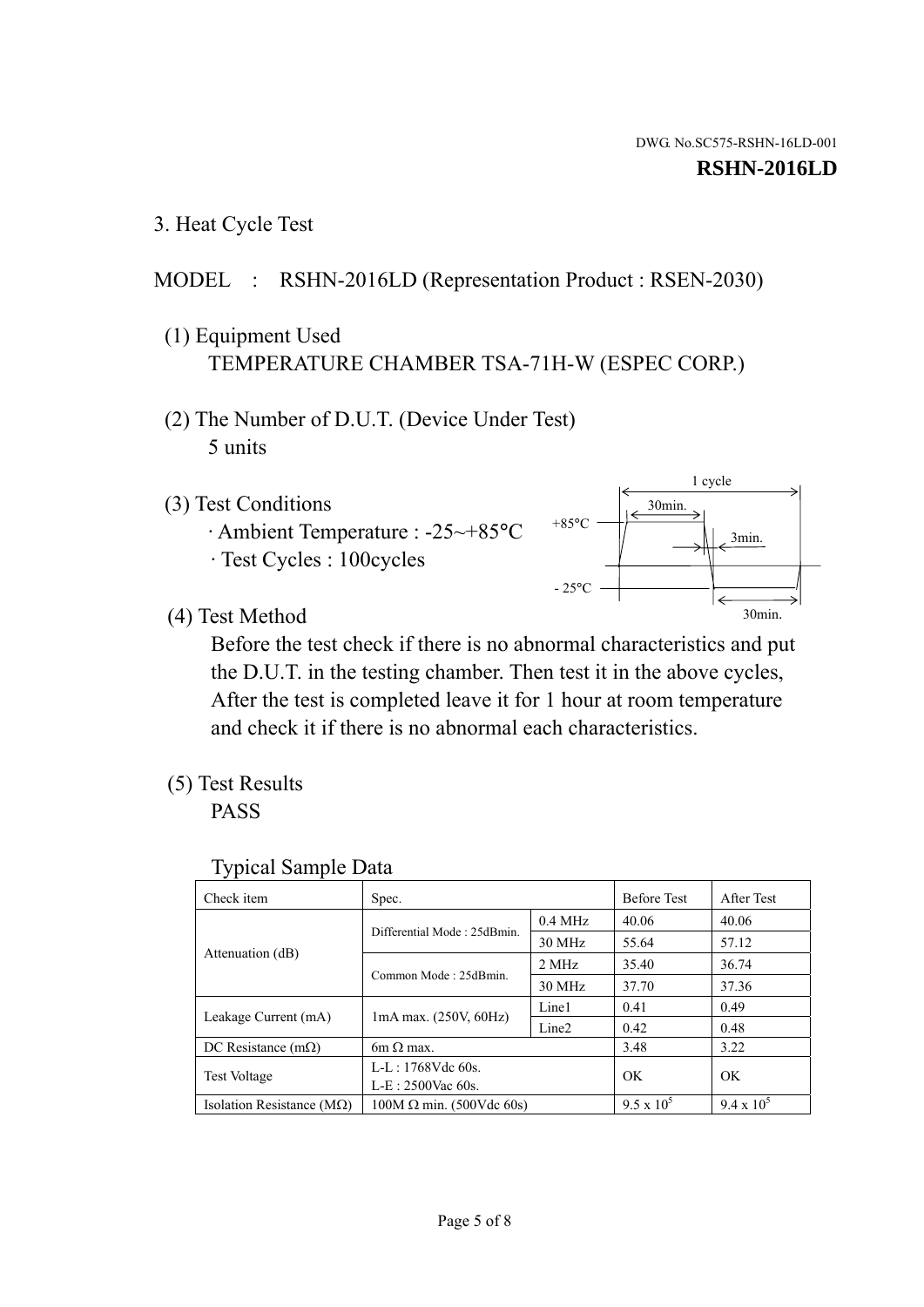DWG. No.SC575-RSHN-16LD-001

**RSHN-2016LD**

## 3. Heat Cycle Test

MODEL : RSHN-2016LD (Representation Product : RSEN-2030)

(1) Equipment Used

TEMPERATURE CHAMBER TSA-71H-W (ESPEC CORP.)

(2) The Number of D.U.T. (Device Under Test)

5 units

(3) Test Conditions

· Ambient Temperature : -25~+85°C

· Test Cycles : 100cycles

1 cycle
30min.
+85°C
3min.
- 25°C
30min.

(4) Test Method

Before the test check if there is no abnormal characteristics and put the D.U.T. in the testing chamber. Then test it in the above cycles, After the test is completed leave it for 1 hour at room temperature and check it if there is no abnormal each characteristics.

(5) Test Results

PASS

Typical Sample Data

| Check item | Spec. | | Before Test | After Test |
|---|---|---|---|---|
| Attenuation (dB) | Differential Mode : 25dBmin. | 0.4 MHz | 40.06 | 40.06 |
| | | 30 MHz | 55.64 | 57.12 |
| | Common Mode : 25dBmin. | 2 MHz | 35.40 | 36.74 |
| | | 30 MHz | 37.70 | 37.36 |
| Leakage Current (mA) | 1mA max. (250V, 60Hz) | Line1 | 0.41 | 0.49 |
| | | Line2 | 0.42 | 0.48 |
| DC Resistance (mΩ) | 6m Ω max. | | 3.48 | 3.22 |
| Test Voltage | L-L : 1768Vdc 60s.<br>L-E : 2500Vac 60s. | | OK | OK |
| Isolation Resistance (MΩ) | 100M Ω min. (500Vdc 60s) | | $9.5 \times 10^5$ | $9.4 \times 10^5$ |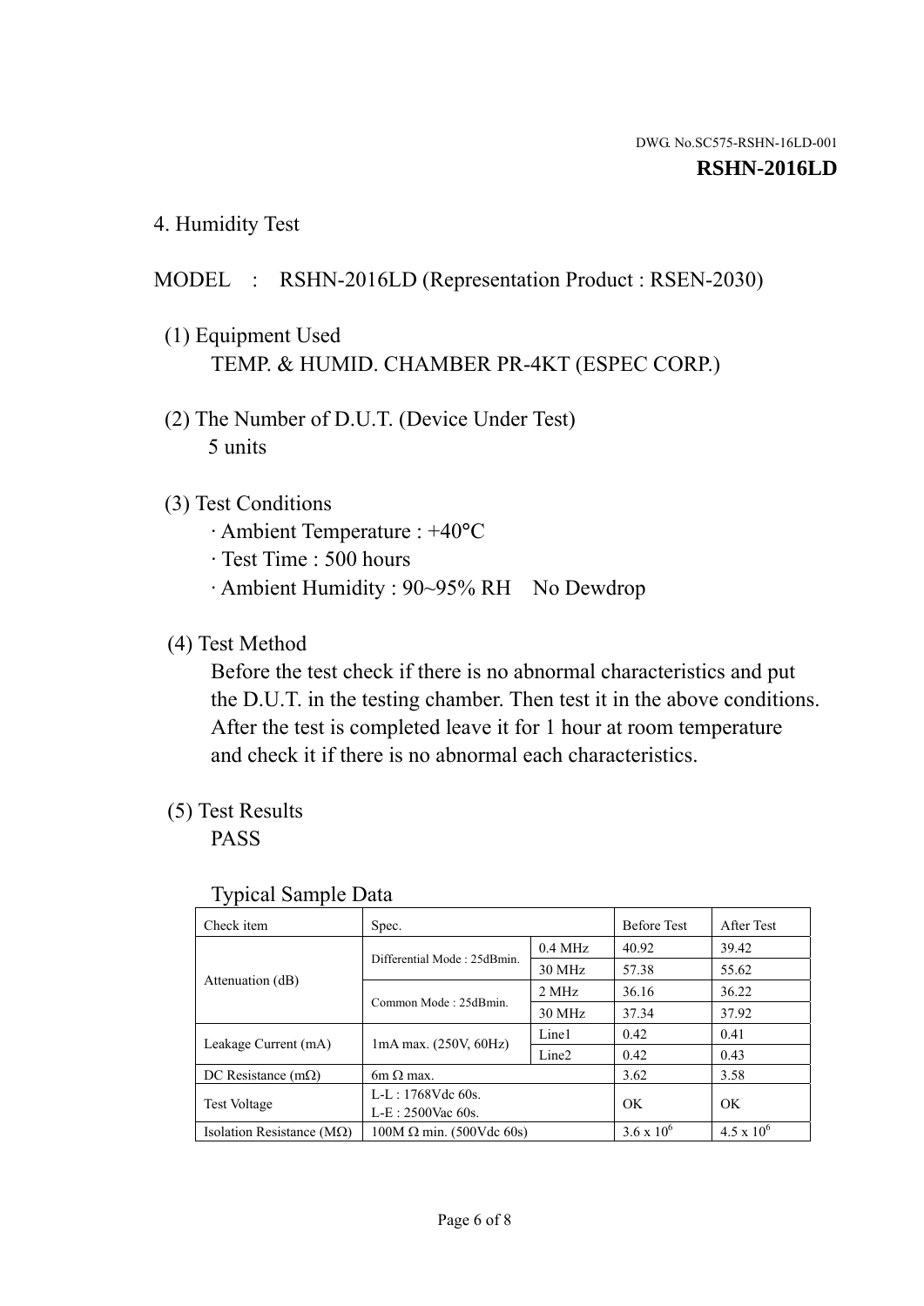DWG. No.SC575-RSHN-16LD-001

**RSHN-2016LD**

## 4. Humidity Test

MODEL : RSHN-2016LD (Representation Product : RSEN-2030)

(1) Equipment Used
TEMP. & HUMID. CHAMBER PR-4KT (ESPEC CORP.)

(2) The Number of D.U.T. (Device Under Test)
5 units

(3) Test Conditions
· Ambient Temperature : +40°C
· Test Time : 500 hours
· Ambient Humidity : 90~95% RH  No Dewdrop

(4) Test Method
Before the test check if there is no abnormal characteristics and put the D.U.T. in the testing chamber. Then test it in the above conditions. After the test is completed leave it for 1 hour at room temperature and check it if there is no abnormal each characteristics.

(5) Test Results
PASS

Typical Sample Data

| Check item | Spec. | | Before Test | After Test |
|---|---|---|---|---|
| Attenuation (dB) | Differential Mode : 25dBmin. | 0.4 MHz | 40.92 | 39.42 |
| | | 30 MHz | 57.38 | 55.62 |
| | Common Mode : 25dBmin. | 2 MHz | 36.16 | 36.22 |
| | | 30 MHz | 37.34 | 37.92 |
| Leakage Current (mA) | 1mA max. (250V, 60Hz) | Line1 | 0.42 | 0.41 |
| | | Line2 | 0.42 | 0.43 |
| DC Resistance (mΩ) | 6m Ω max. | | 3.62 | 3.58 |
| Test Voltage | L-L : 1768Vdc 60s.<br>L-E : 2500Vac 60s. | | OK | OK |
| Isolation Resistance (MΩ) | 100M Ω min. (500Vdc 60s) | | $3.6 \times 10^6$ | $4.5 \times 10^6$ |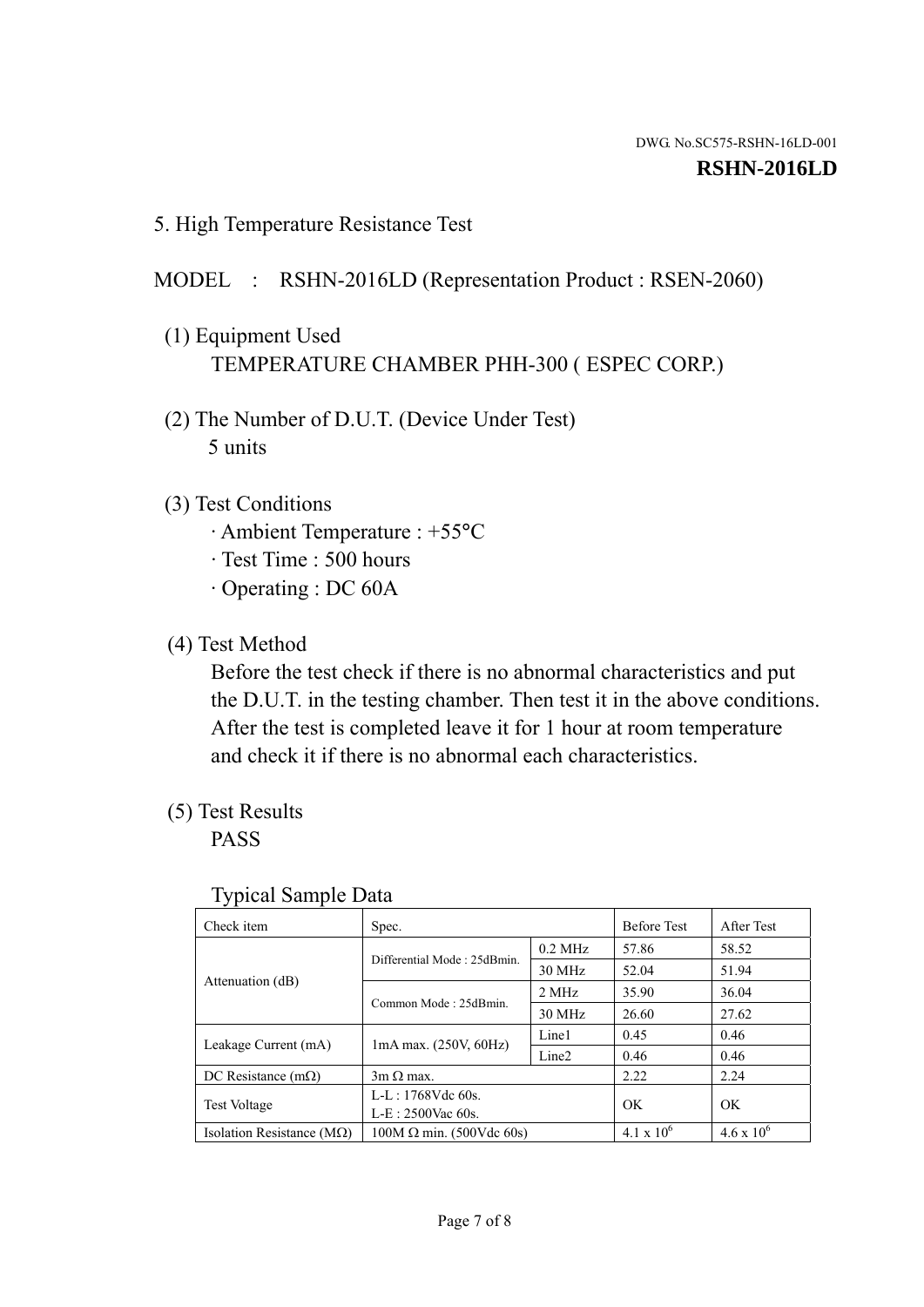DWG. No.SC575-RSHN-16LD-001

**RSHN-2016LD**

## 5. High Temperature Resistance Test

MODEL : RSHN-2016LD (Representation Product : RSEN-2060)

(1) Equipment Used

TEMPERATURE CHAMBER PHH-300 ( ESPEC CORP.)

(2) The Number of D.U.T. (Device Under Test)

5 units

(3) Test Conditions

· Ambient Temperature : +55°C
· Test Time : 500 hours
· Operating : DC 60A

(4) Test Method

Before the test check if there is no abnormal characteristics and put the D.U.T. in the testing chamber. Then test it in the above conditions. After the test is completed leave it for 1 hour at room temperature and check it if there is no abnormal each characteristics.

(5) Test Results

PASS

Typical Sample Data

| Check item | Spec. | | Before Test | After Test |
|---|---|---|---|---|
| Attenuation (dB) | Differential Mode : 25dBmin. | 0.2 MHz | 57.86 | 58.52 |
| | | 30 MHz | 52.04 | 51.94 |
| | Common Mode : 25dBmin. | 2 MHz | 35.90 | 36.04 |
| | | 30 MHz | 26.60 | 27.62 |
| Leakage Current (mA) | 1mA max. (250V, 60Hz) | Line1 | 0.45 | 0.46 |
| | | Line2 | 0.46 | 0.46 |
| DC Resistance (mΩ) | 3m Ω max. | | 2.22 | 2.24 |
| Test Voltage | L-L : 1768Vdc 60s.<br>L-E : 2500Vac 60s. | | OK | OK |
| Isolation Resistance (MΩ) | 100M Ω min. (500Vdc 60s) | | $4.1 \times 10^6$ | $4.6 \times 10^6$ |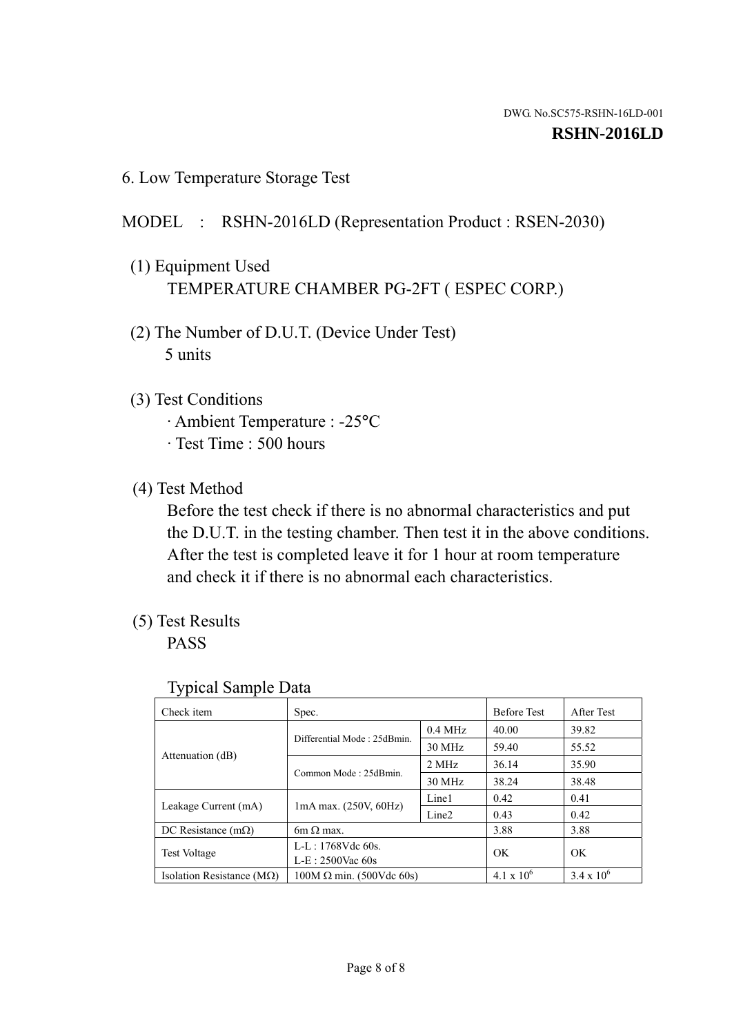DWG. No.SC575-RSHN-16LD-001

**RSHN-2016LD**

## 6. Low Temperature Storage Test

MODEL : RSHN-2016LD (Representation Product : RSEN-2030)

(1) Equipment Used

TEMPERATURE CHAMBER PG-2FT ( ESPEC CORP.)

(2) The Number of D.U.T. (Device Under Test)

5 units

(3) Test Conditions

· Ambient Temperature : -25°C
· Test Time : 500 hours

(4) Test Method

Before the test check if there is no abnormal characteristics and put the D.U.T. in the testing chamber. Then test it in the above conditions. After the test is completed leave it for 1 hour at room temperature and check it if there is no abnormal each characteristics.

(5) Test Results

PASS

Typical Sample Data

| Check item | Spec. | | Before Test | After Test |
|---|---|---|---|---|
| Attenuation (dB) | Differential Mode : 25dBmin. | 0.4 MHz | 40.00 | 39.82 |
| | | 30 MHz | 59.40 | 55.52 |
| | Common Mode : 25dBmin. | 2 MHz | 36.14 | 35.90 |
| | | 30 MHz | 38.24 | 38.48 |
| Leakage Current (mA) | 1mA max. (250V, 60Hz) | Line1 | 0.42 | 0.41 |
| | | Line2 | 0.43 | 0.42 |
| DC Resistance (mΩ) | 6m Ω max. | | 3.88 | 3.88 |
| Test Voltage | L-L : 1768Vdc 60s. L-E : 2500Vac 60s | | OK | OK |
| Isolation Resistance (MΩ) | 100M Ω min. (500Vdc 60s) | | $4.1 \times 10^6$ | $3.4 \times 10^6$ |